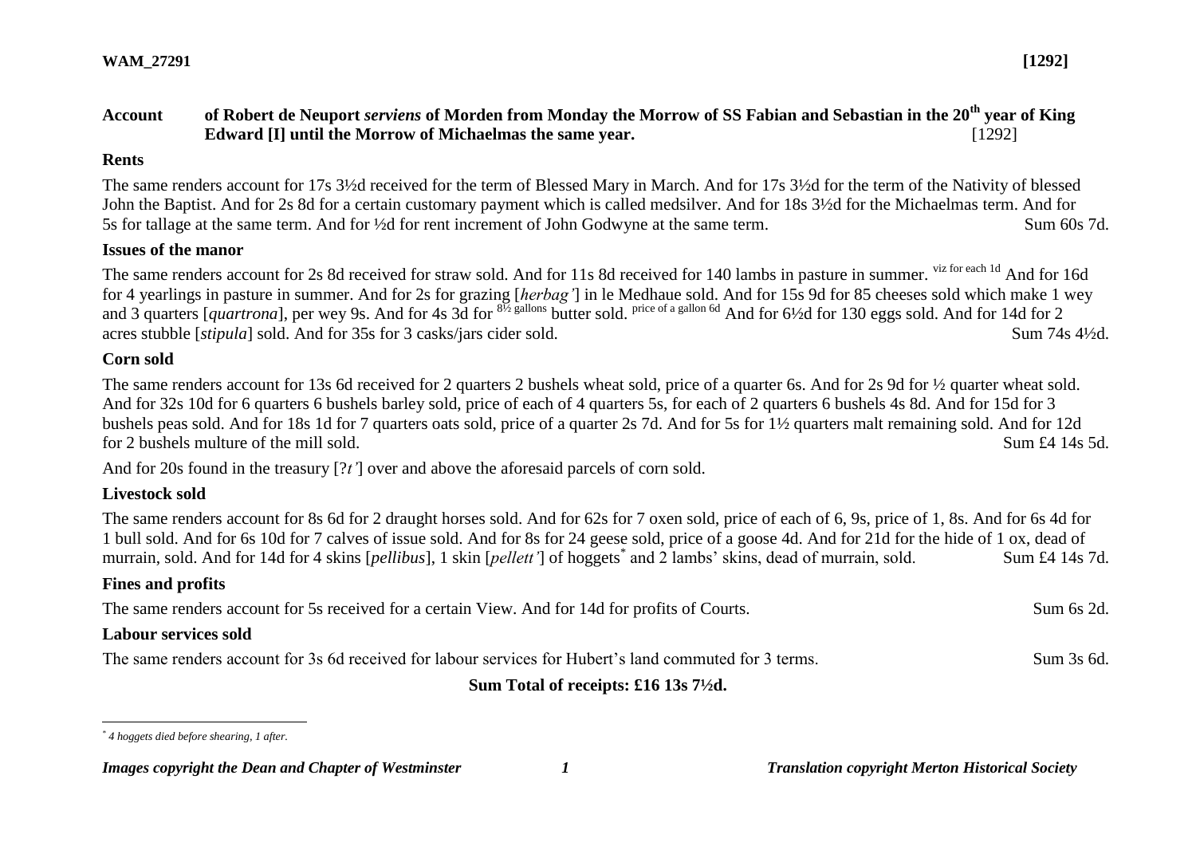**WAM_27291** **[1292]**

## Account of Robert de Neuport *serviens* of Morden from Monday the Morrow of SS Fabian and Sebastian in the 20th year of King Edward [I] until the Morrow of Michaelmas the same year. [1292]

### Rents

The same renders account for 17s 3½d received for the term of Blessed Mary in March. And for 17s 3½d for the term of the Nativity of blessed John the Baptist. And for 2s 8d for a certain customary payment which is called medsilver. And for 18s 3½d for the Michaelmas term. And for 5s for tallage at the same term. And for ½d for rent increment of John Godwyne at the same term. Sum 60s 7d.

### Issues of the manor

The same renders account for 2s 8d received for straw sold. And for 11s 8d received for 140 lambs in pasture in summer. viz for each 1d And for 16d for 4 yearlings in pasture in summer. And for 2s for grazing [*herbag'*] in le Medhaue sold. And for 15s 9d for 85 cheeses sold which make 1 wey and 3 quarters [*quartrona*], per wey 9s. And for 4s 3d for 8½ gallons butter sold. price of a gallon 6d And for 6½d for 130 eggs sold. And for 14d for 2 acres stubble [*stipula*] sold. And for 35s for 3 casks/jars cider sold. Sum 74s 4½d.

### Corn sold

The same renders account for 13s 6d received for 2 quarters 2 bushels wheat sold, price of a quarter 6s. And for 2s 9d for ½ quarter wheat sold. And for 32s 10d for 6 quarters 6 bushels barley sold, price of each of 4 quarters 5s, for each of 2 quarters 6 bushels 4s 8d. And for 15d for 3 bushels peas sold. And for 18s 1d for 7 quarters oats sold, price of a quarter 2s 7d. And for 5s for 1½ quarters malt remaining sold. And for 12d for 2 bushels multure of the mill sold. Sum £4 14s 5d.

And for 20s found in the treasury [?*t'*] over and above the aforesaid parcels of corn sold.

### Livestock sold

The same renders account for 8s 6d for 2 draught horses sold. And for 62s for 7 oxen sold, price of each of 6, 9s, price of 1, 8s. And for 6s 4d for 1 bull sold. And for 6s 10d for 7 calves of issue sold. And for 8s for 24 geese sold, price of a goose 4d. And for 21d for the hide of 1 ox, dead of murrain, sold. And for 14d for 4 skins [*pellibus*], 1 skin [*pellett'*] of hoggets* and 2 lambs' skins, dead of murrain, sold. Sum £4 14s 7d.

### Fines and profits

The same renders account for 5s received for a certain View. And for 14d for profits of Courts. Sum 6s 2d.

### Labour services sold

The same renders account for 3s 6d received for labour services for Hubert's land commuted for 3 terms. Sum 3s 6d.

**Sum Total of receipts: £16 13s 7½d.**

---

*\* 4 hoggets died before shearing, 1 after.*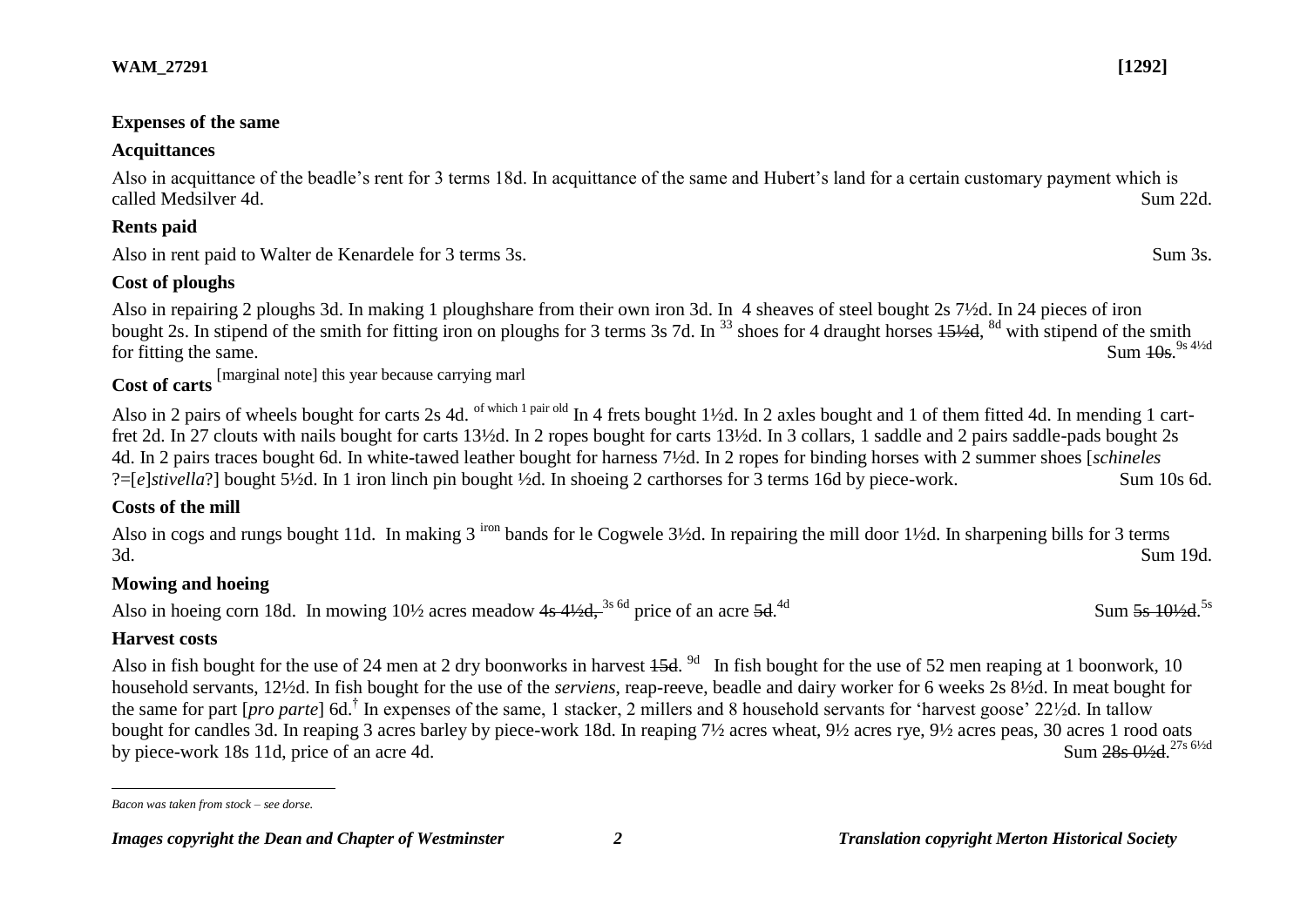### Expenses of the same

### Acquittances

Also in acquittance of the beadle's rent for 3 terms 18d. In acquittance of the same and Hubert's land for a certain customary payment which is called Medsilver 4d. Sum 22d.

### Rents paid

Also in rent paid to Walter de Kenardele for 3 terms 3s. Sum 3s.

### Cost of ploughs

Also in repairing 2 ploughs 3d. In making 1 ploughshare from their own iron 3d. In 4 sheaves of steel bought 2s 7½d. In 24 pieces of iron bought 2s. In stipend of the smith for fitting iron on ploughs for 3 terms 3s 7d. In [33] shoes for 4 draught horses ~~15½d~~, [8d] with stipend of the smith for fitting the same. Sum ~~10s~~.[9s 4½d]

### Cost of carts [marginal note] this year because carrying marl

Also in 2 pairs of wheels bought for carts 2s 4d. [of which 1 pair old] In 4 frets bought 1½d. In 2 axles bought and 1 of them fitted 4d. In mending 1 cart-fret 2d. In 27 clouts with nails bought for carts 13½d. In 2 ropes bought for carts 13½d. In 3 collars, 1 saddle and 2 pairs saddle-pads bought 2s 4d. In 2 pairs traces bought 6d. In white-tawed leather bought for harness 7½d. In 2 ropes for binding horses with 2 summer shoes [*schineles* ?=[*e*]*stivella*?] bought 5½d. In 1 iron linch pin bought ½d. In shoeing 2 carthorses for 3 terms 16d by piece-work. Sum 10s 6d.

### Costs of the mill

Also in cogs and rungs bought 11d. In making 3 [iron] bands for le Cogwele 3½d. In repairing the mill door 1½d. In sharpening bills for 3 terms 3d. Sum 19d.

### Mowing and hoeing

Also in hoeing corn 18d. In mowing 10½ acres meadow ~~4s 4½d,~~ [3s 6d] price of an acre ~~5d~~.[4d] Sum ~~5s 10½d~~.[5s]

### Harvest costs

Also in fish bought for the use of 24 men at 2 dry boonworks in harvest ~~15d~~. [9d] In fish bought for the use of 52 men reaping at 1 boonwork, 10 household servants, 12½d. In fish bought for the use of the *serviens*, reap-reeve, beadle and dairy worker for 6 weeks 2s 8½d. In meat bought for the same for part [*pro parte*] 6d.[†] In expenses of the same, 1 stacker, 2 millers and 8 household servants for 'harvest goose' 22½d. In tallow bought for candles 3d. In reaping 3 acres barley by piece-work 18d. In reaping 7½ acres wheat, 9½ acres rye, 9½ acres peas, 30 acres 1 rood oats by piece-work 18s 11d, price of an acre 4d. Sum ~~28s 0½d~~.[27s 6½d]

---

[†] *Bacon was taken from stock – see dorse.*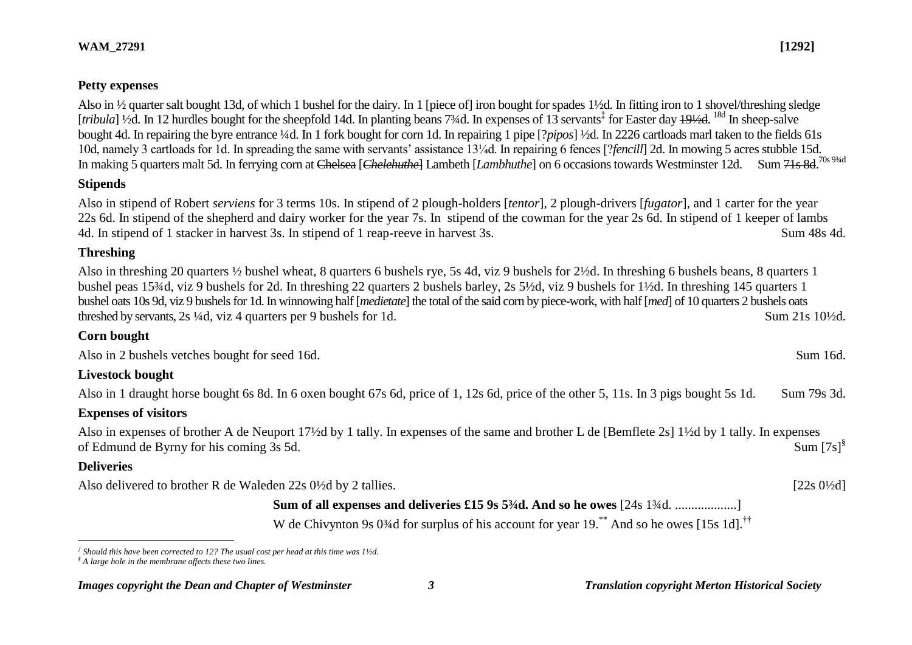WAM_27291 [1292]

## Petty expenses

Also in ½ quarter salt bought 13d, of which 1 bushel for the dairy. In 1 [piece of] iron bought for spades 1½d. In fitting iron to 1 shovel/threshing sledge [*tribula*] ½d. In 12 hurdles bought for the sheepfold 14d. In planting beans 7¾d. In expenses of 13 servants[‡] for Easter day ~~19½d~~. [18d] In sheep-salve bought 4d. In repairing the byre entrance ¼d. In 1 fork bought for corn 1d. In repairing 1 pipe [?*pipos*] ½d. In 2226 cartloads marl taken to the fields 61s 10d, namely 3 cartloads for 1d. In spreading the same with servants' assistance 13¼d. In repairing 6 fences [?*fencill*] 2d. In mowing 5 acres stubble 15d. In making 5 quarters malt 5d. In ferrying corn at ~~Chelsea~~ [~~*Chelehuthe*~~] Lambeth [*Lambhuthe*] on 6 occasions towards Westminster 12d. Sum ~~71s 8d~~. [70s 9¾d]

## Stipends

Also in stipend of Robert *serviens* for 3 terms 10s. In stipend of 2 plough-holders [*tentor*], 2 plough-drivers [*fugator*], and 1 carter for the year 22s 6d. In stipend of the shepherd and dairy worker for the year 7s. In stipend of the cowman for the year 2s 6d. In stipend of 1 keeper of lambs 4d. In stipend of 1 stacker in harvest 3s. In stipend of 1 reap-reeve in harvest 3s. Sum 48s 4d.

## Threshing

Also in threshing 20 quarters ½ bushel wheat, 8 quarters 6 bushels rye, 5s 4d, viz 9 bushels for 2½d. In threshing 6 bushels beans, 8 quarters 1 bushel peas 15¾d, viz 9 bushels for 2d. In threshing 22 quarters 2 bushels barley, 2s 5½d, viz 9 bushels for 1½d. In threshing 145 quarters 1 bushel oats 10s 9d, viz 9 bushels for 1d. In winnowing half [*medietate*] the total of the said corn by piece-work, with half [*med*] of 10 quarters 2 bushels oats threshed by servants, 2s ¼d, viz 4 quarters per 9 bushels for 1d. Sum 21s 10½d.

## Corn bought

Also in 2 bushels vetches bought for seed 16d. Sum 16d.

## Livestock bought

Also in 1 draught horse bought 6s 8d. In 6 oxen bought 67s 6d, price of 1, 12s 6d, price of the other 5, 11s. In 3 pigs bought 5s 1d. Sum 79s 3d.

## Expenses of visitors

Also in expenses of brother A de Neuport 17½d by 1 tally. In expenses of the same and brother L de [Bemflete 2s] 1½d by 1 tally. In expenses of Edmund de Byrny for his coming 3s 5d. Sum [7s][§]

## Deliveries

Also delivered to brother R de Waleden 22s 0½d by 2 tallies. [22s 0½d]

**Sum of all expenses and deliveries £15 9s 5¾d. And so he owes** [24s 1¾d. ...................]

W de Chivynton 9s 0¾d for surplus of his account for year 19.[**] And so he owes [15s 1d].[††]

---

[‡] *Should this have been corrected to 12? The usual cost per head at this time was 1½d.*

[§] *A large hole in the membrane affects these two lines.*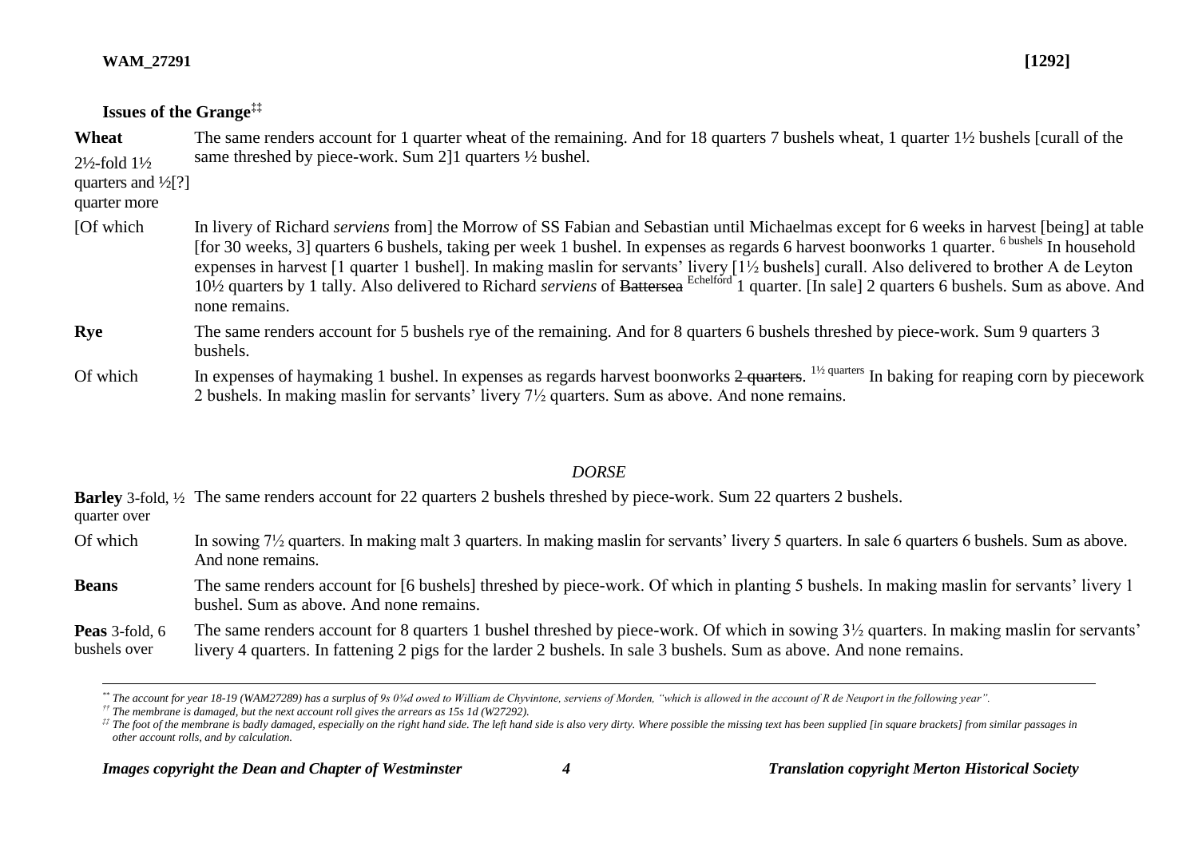**Issues of the Grange**[‡‡]

| | |
|---|---|
| **Wheat** 2½-fold 1½ quarters and ½[?] quarter more | The same renders account for 1 quarter wheat of the remaining. And for 18 quarters 7 bushels wheat, 1 quarter 1½ bushels [curall of the same threshed by piece-work. Sum 2]1 quarters ½ bushel. |
| [Of which | In livery of Richard *serviens* from] the Morrow of SS Fabian and Sebastian until Michaelmas except for 6 weeks in harvest [being] at table [for 30 weeks, 3] quarters 6 bushels, taking per week 1 bushel. In expenses as regards 6 harvest boonworks 1 quarter. [6 bushels] In household expenses in harvest [1 quarter 1 bushel]. In making maslin for servants' livery [1½ bushels] curall. Also delivered to brother A de Leyton 10½ quarters by 1 tally. Also delivered to Richard *serviens* of ~~Battersea~~ [Echelford] 1 quarter. [In sale] 2 quarters 6 bushels. Sum as above. And none remains. |
| **Rye** | The same renders account for 5 bushels rye of the remaining. And for 8 quarters 6 bushels threshed by piece-work. Sum 9 quarters 3 bushels. |
| Of which | In expenses of haymaking 1 bushel. In expenses as regards harvest boonworks ~~2 quarters~~. [1½ quarters] In baking for reaping corn by piecework 2 bushels. In making maslin for servants' livery 7½ quarters. Sum as above. And none remains. |

*DORSE*

| | |
|---|---|
| **Barley** 3-fold, ½ quarter over | The same renders account for 22 quarters 2 bushels threshed by piece-work. Sum 22 quarters 2 bushels. |
| Of which | In sowing 7½ quarters. In making malt 3 quarters. In making maslin for servants' livery 5 quarters. In sale 6 quarters 6 bushels. Sum as above. And none remains. |
| **Beans** | The same renders account for [6 bushels] threshed by piece-work. Of which in planting 5 bushels. In making maslin for servants' livery 1 bushel. Sum as above. And none remains. |
| **Peas** 3-fold, 6 bushels over | The same renders account for 8 quarters 1 bushel threshed by piece-work. Of which in sowing 3½ quarters. In making maslin for servants' livery 4 quarters. In fattening 2 pigs for the larder 2 bushels. In sale 3 bushels. Sum as above. And none remains. |

---

*[\*\*] The account for year 18-19 (WAM27289) has a surplus of 9s 0¾d owed to William de Chyvintone, serviens of Morden, "which is allowed in the account of R de Neuport in the following year".*

*[††] The membrane is damaged, but the next account roll gives the arrears as 15s 1d (W27292).*

*[‡‡] The foot of the membrane is badly damaged, especially on the right hand side. The left hand side is also very dirty. Where possible the missing text has been supplied [in square brackets] from similar passages in other account rolls, and by calculation.*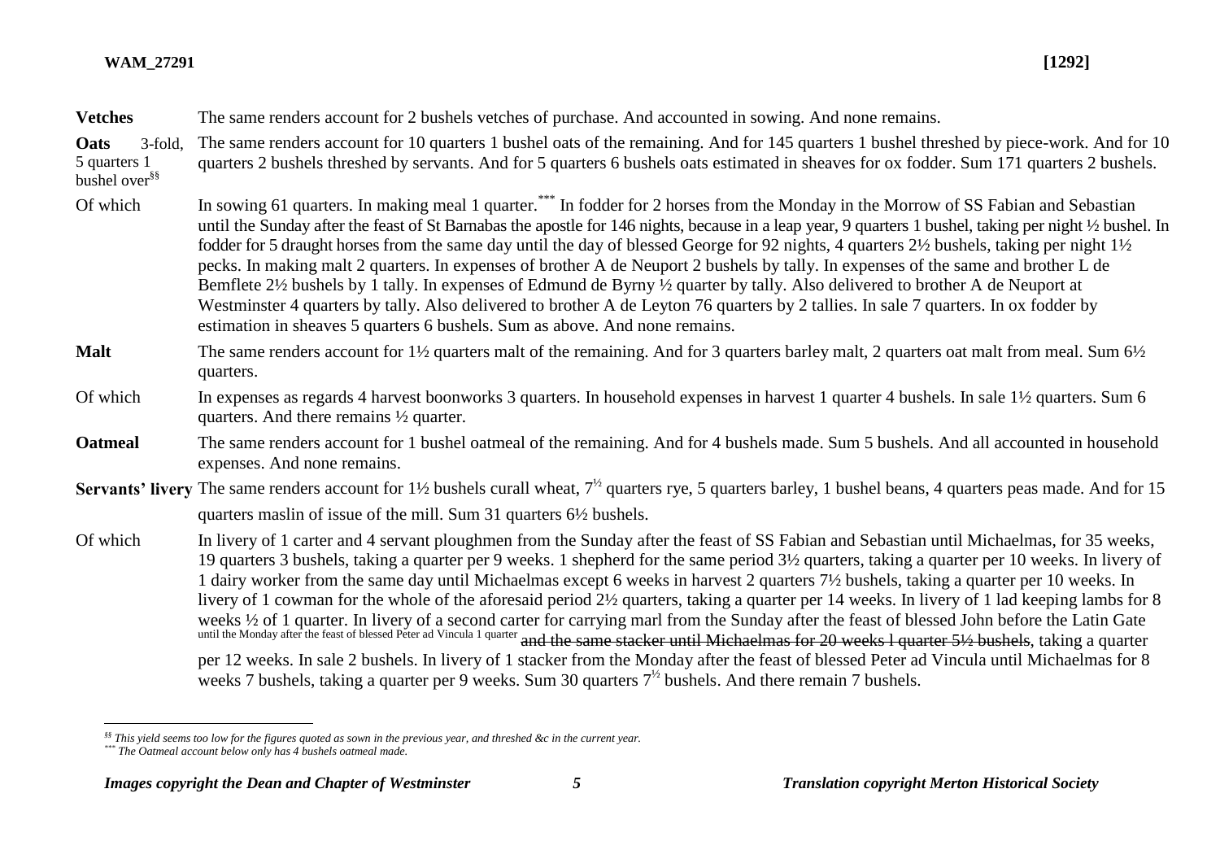| | |
|---|---|
| **Vetches** | The same renders account for 2 bushels vetches of purchase. And accounted in sowing. And none remains. |
| **Oats** 3-fold, 5 quarters 1 bushel over[§§] | The same renders account for 10 quarters 1 bushel oats of the remaining. And for 145 quarters 1 bushel threshed by piece-work. And for 10 quarters 2 bushels threshed by servants. And for 5 quarters 6 bushels oats estimated in sheaves for ox fodder. Sum 171 quarters 2 bushels. |
| Of which | In sowing 61 quarters. In making meal 1 quarter.[***] In fodder for 2 horses from the Monday in the Morrow of SS Fabian and Sebastian until the Sunday after the feast of St Barnabas the apostle for 146 nights, because in a leap year, 9 quarters 1 bushel, taking per night ½ bushel. In fodder for 5 draught horses from the same day until the day of blessed George for 92 nights, 4 quarters 2½ bushels, taking per night 1½ pecks. In making malt 2 quarters. In expenses of brother A de Neuport 2 bushels by tally. In expenses of the same and brother L de Bemflete 2½ bushels by 1 tally. In expenses of Edmund de Byrny ½ quarter by tally. Also delivered to brother A de Neuport at Westminster 4 quarters by tally. Also delivered to brother A de Leyton 76 quarters by 2 tallies. In sale 7 quarters. In ox fodder by estimation in sheaves 5 quarters 6 bushels. Sum as above. And none remains. |
| **Malt** | The same renders account for 1½ quarters malt of the remaining. And for 3 quarters barley malt, 2 quarters oat malt from meal. Sum 6½ quarters. |
| Of which | In expenses as regards 4 harvest boonworks 3 quarters. In household expenses in harvest 1 quarter 4 bushels. In sale 1½ quarters. Sum 6 quarters. And there remains ½ quarter. |
| **Oatmeal** | The same renders account for 1 bushel oatmeal of the remaining. And for 4 bushels made. Sum 5 bushels. And all accounted in household expenses. And none remains. |
| **Servants' livery** | The same renders account for 1½ bushels curall wheat, 7½ quarters rye, 5 quarters barley, 1 bushel beans, 4 quarters peas made. And for 15 quarters maslin of issue of the mill. Sum 31 quarters 6½ bushels. |
| Of which | In livery of 1 carter and 4 servant ploughmen from the Sunday after the feast of SS Fabian and Sebastian until Michaelmas, for 35 weeks, 19 quarters 3 bushels, taking a quarter per 9 weeks. 1 shepherd for the same period 3½ quarters, taking a quarter per 10 weeks. In livery of 1 dairy worker from the same day until Michaelmas except 6 weeks in harvest 2 quarters 7½ bushels, taking a quarter per 10 weeks. In livery of 1 cowman for the whole of the aforesaid period 2½ quarters, taking a quarter per 14 weeks. In livery of 1 lad keeping lambs for 8 weeks ½ of 1 quarter. In livery of a second carter for carrying marl from the Sunday after the feast of blessed John before the Latin Gate until the Monday after the feast of blessed Peter ad Vincula 1 quarter ~~and the same stacker until Michaelmas for 20 weeks 1 quarter 5½ bushels~~, taking a quarter per 12 weeks. In sale 2 bushels. In livery of 1 stacker from the Monday after the feast of blessed Peter ad Vincula until Michaelmas for 8 weeks 7 bushels, taking a quarter per 9 weeks. Sum 30 quarters 7½ bushels. And there remain 7 bushels. |

[§§] *This yield seems too low for the figures quoted as sown in the previous year, and threshed &c in the current year.*

[***] *The Oatmeal account below only has 4 bushels oatmeal made.*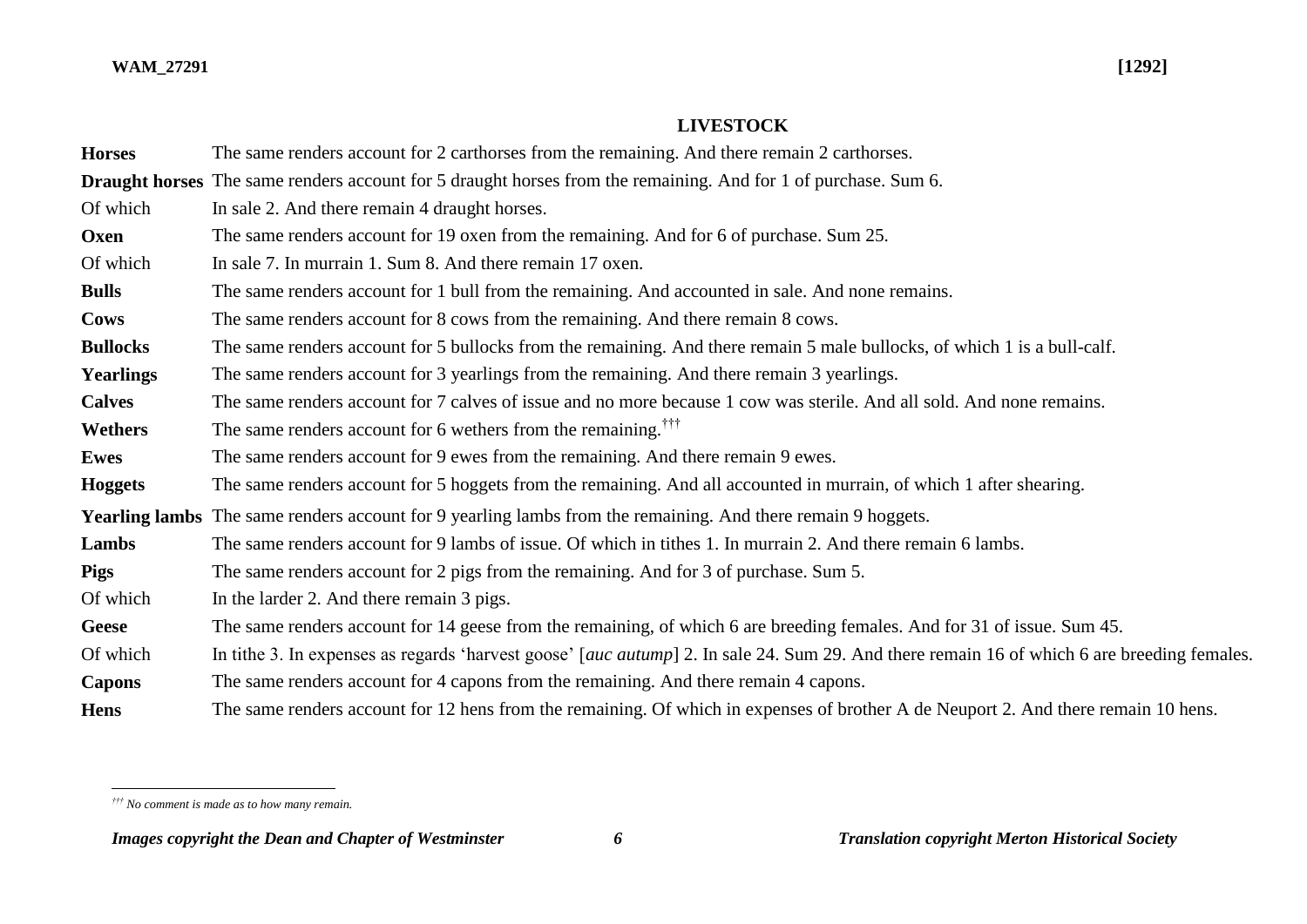## LIVESTOCK

| | |
|---|---|
| **Horses** | The same renders account for 2 carthorses from the remaining. And there remain 2 carthorses. |
| **Draught horses** | The same renders account for 5 draught horses from the remaining. And for 1 of purchase. Sum 6. |
| Of which | In sale 2. And there remain 4 draught horses. |
| **Oxen** | The same renders account for 19 oxen from the remaining. And for 6 of purchase. Sum 25. |
| Of which | In sale 7. In murrain 1. Sum 8. And there remain 17 oxen. |
| **Bulls** | The same renders account for 1 bull from the remaining. And accounted in sale. And none remains. |
| **Cows** | The same renders account for 8 cows from the remaining. And there remain 8 cows. |
| **Bullocks** | The same renders account for 5 bullocks from the remaining. And there remain 5 male bullocks, of which 1 is a bull-calf. |
| **Yearlings** | The same renders account for 3 yearlings from the remaining. And there remain 3 yearlings. |
| **Calves** | The same renders account for 7 calves of issue and no more because 1 cow was sterile. And all sold. And none remains. |
| **Wethers** | The same renders account for 6 wethers from the remaining.[†††] |
| **Ewes** | The same renders account for 9 ewes from the remaining. And there remain 9 ewes. |
| **Hoggets** | The same renders account for 5 hoggets from the remaining. And all accounted in murrain, of which 1 after shearing. |
| **Yearling lambs** | The same renders account for 9 yearling lambs from the remaining. And there remain 9 hoggets. |
| **Lambs** | The same renders account for 9 lambs of issue. Of which in tithes 1. In murrain 2. And there remain 6 lambs. |
| **Pigs** | The same renders account for 2 pigs from the remaining. And for 3 of purchase. Sum 5. |
| Of which | In the larder 2. And there remain 3 pigs. |
| **Geese** | The same renders account for 14 geese from the remaining, of which 6 are breeding females. And for 31 of issue. Sum 45. |
| Of which | In tithe 3. In expenses as regards 'harvest goose' [*auc autump*] 2. In sale 24. Sum 29. And there remain 16 of which 6 are breeding females. |
| **Capons** | The same renders account for 4 capons from the remaining. And there remain 4 capons. |
| **Hens** | The same renders account for 12 hens from the remaining. Of which in expenses of brother A de Neuport 2. And there remain 10 hens. |

*[†††] No comment is made as to how many remain.*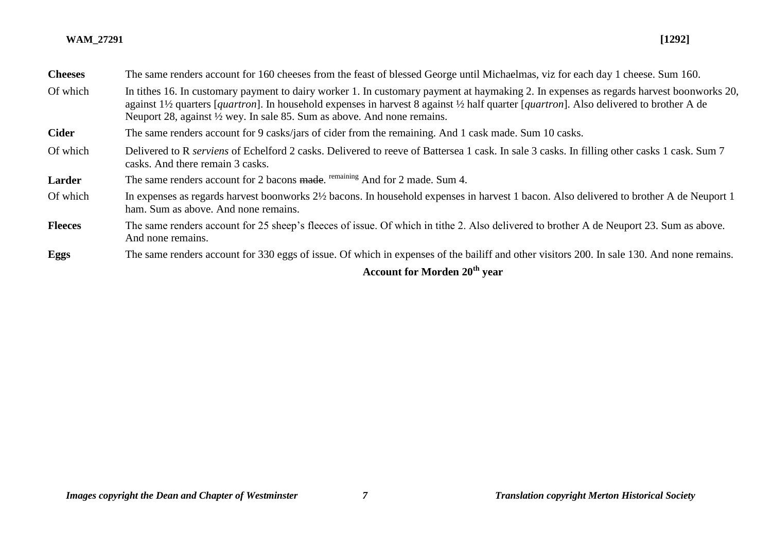| | |
|---|---|
| **Cheeses** | The same renders account for 160 cheeses from the feast of blessed George until Michaelmas, viz for each day 1 cheese. Sum 160. |
| Of which | In tithes 16. In customary payment to dairy worker 1. In customary payment at haymaking 2. In expenses as regards harvest boonworks 20, against 1½ quarters [*quartron*]. In household expenses in harvest 8 against ½ half quarter [*quartron*]. Also delivered to brother A de Neuport 28, against ½ wey. In sale 85. Sum as above. And none remains. |
| **Cider** | The same renders account for 9 casks/jars of cider from the remaining. And 1 cask made. Sum 10 casks. |
| Of which | Delivered to R *serviens* of Echelford 2 casks. Delivered to reeve of Battersea 1 cask. In sale 3 casks. In filling other casks 1 cask. Sum 7 casks. And there remain 3 casks. |
| **Larder** | The same renders account for 2 bacons ~~made~~. remaining And for 2 made. Sum 4. |
| Of which | In expenses as regards harvest boonworks 2½ bacons. In household expenses in harvest 1 bacon. Also delivered to brother A de Neuport 1 ham. Sum as above. And none remains. |
| **Fleeces** | The same renders account for 25 sheep's fleeces of issue. Of which in tithe 2. Also delivered to brother A de Neuport 23. Sum as above. And none remains. |
| **Eggs** | The same renders account for 330 eggs of issue. Of which in expenses of the bailiff and other visitors 200. In sale 130. And none remains. |

**Account for Morden 20th year**